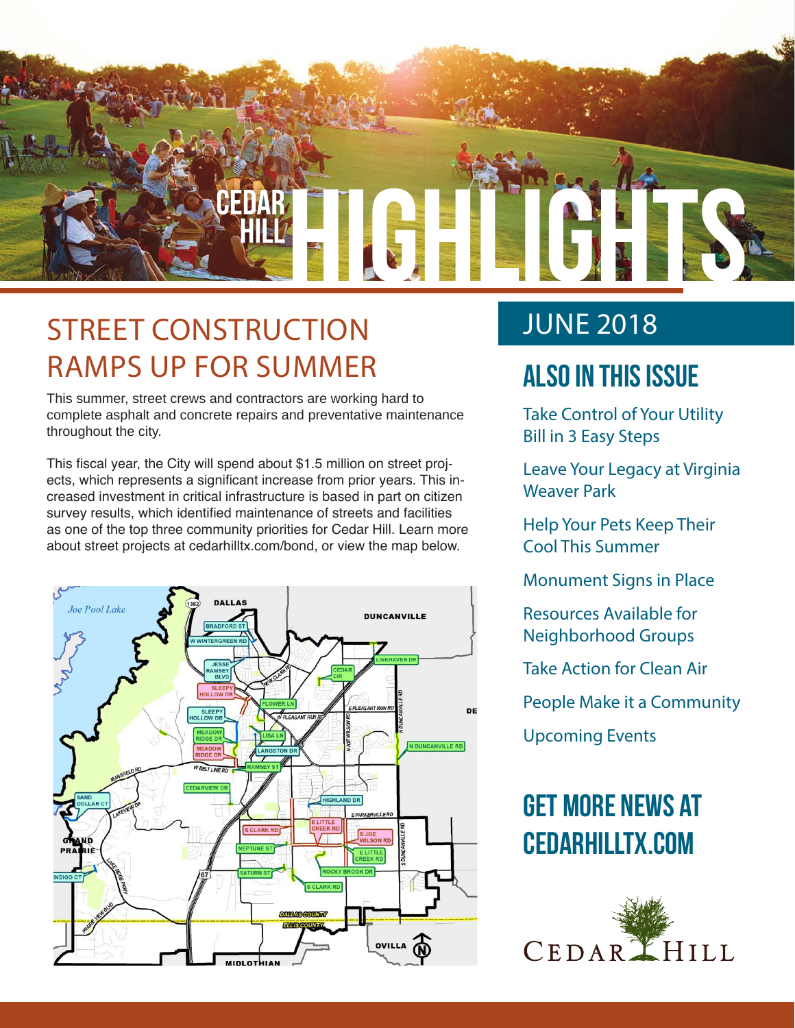# CEDAR HILL HIGHLIGHTS

## STREET CONSTRUCTION RAMPS UP FOR SUMMER

This summer, street crews and contractors are working hard to complete asphalt and concrete repairs and preventative maintenance throughout the city.

This fiscal year, the City will spend about $1.5 million on street projects, which represents a significant increase from prior years. This increased investment in critical infrastructure is based in part on citizen survey results, which identified maintenance of streets and facilities as one of the top three community priorities for Cedar Hill. Learn more about street projects at cedarhilltx.com/bond, or view the map below.

## JUNE 2018

## ALSO IN THIS ISSUE

- Take Control of Your Utility Bill in 3 Easy Steps
- Leave Your Legacy at Virginia Weaver Park
- Help Your Pets Keep Their Cool This Summer
- Monument Signs in Place
- Resources Available for Neighborhood Groups
- Take Action for Clean Air
- People Make it a Community
- Upcoming Events

## GET MORE NEWS AT CEDARHILLTX.COM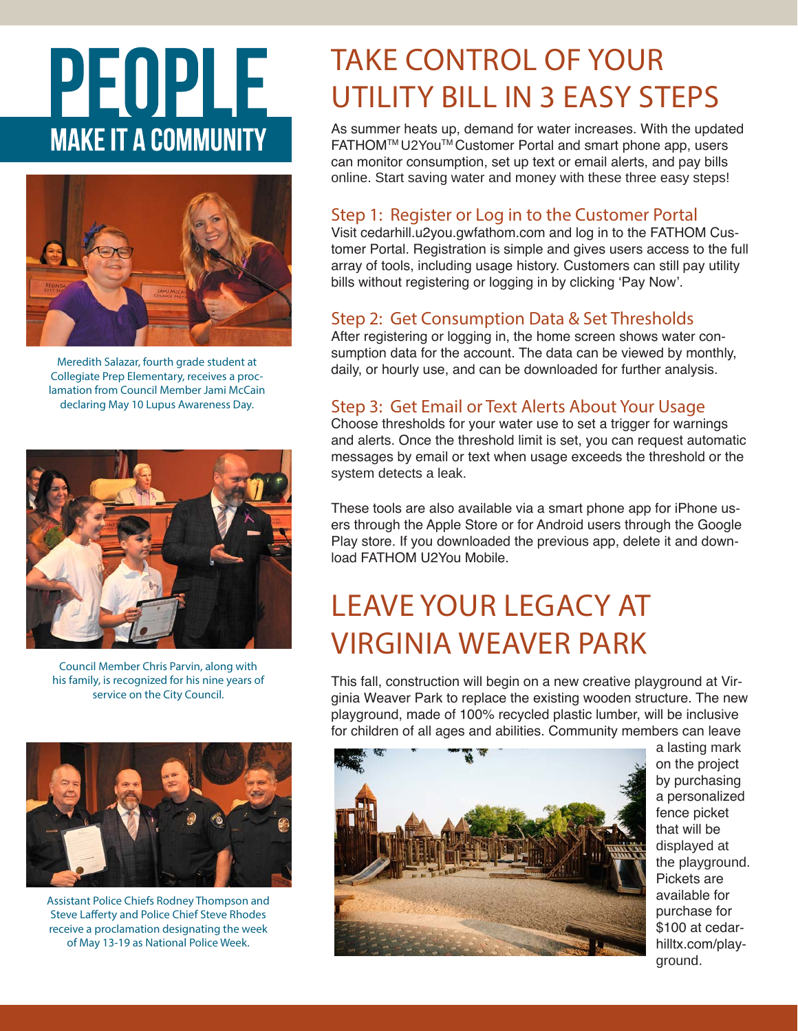# PEOPLE

## MAKE IT A COMMUNITY

Meredith Salazar, fourth grade student at Collegiate Prep Elementary, receives a proclamation from Council Member Jami McCain declaring May 10 Lupus Awareness Day.

Council Member Chris Parvin, along with his family, is recognized for his nine years of service on the City Council.

Assistant Police Chiefs Rodney Thompson and Steve Lafferty and Police Chief Steve Rhodes receive a proclamation designating the week of May 13-19 as National Police Week.

# TAKE CONTROL OF YOUR UTILITY BILL IN 3 EASY STEPS

As summer heats up, demand for water increases. With the updated FATHOM™ U2You™ Customer Portal and smart phone app, users can monitor consumption, set up text or email alerts, and pay bills online. Start saving water and money with these three easy steps!

### Step 1: Register or Log in to the Customer Portal

Visit cedarhill.u2you.gwfathom.com and log in to the FATHOM Customer Portal. Registration is simple and gives users access to the full array of tools, including usage history. Customers can still pay utility bills without registering or logging in by clicking 'Pay Now'.

### Step 2: Get Consumption Data & Set Thresholds

After registering or logging in, the home screen shows water consumption data for the account. The data can be viewed by monthly, daily, or hourly use, and can be downloaded for further analysis.

### Step 3: Get Email or Text Alerts About Your Usage

Choose thresholds for your water use to set a trigger for warnings and alerts. Once the threshold limit is set, you can request automatic messages by email or text when usage exceeds the threshold or the system detects a leak.

These tools are also available via a smart phone app for iPhone users through the Apple Store or for Android users through the Google Play store. If you downloaded the previous app, delete it and download FATHOM U2You Mobile.

# LEAVE YOUR LEGACY AT VIRGINIA WEAVER PARK

This fall, construction will begin on a new creative playground at Virginia Weaver Park to replace the existing wooden structure. The new playground, made of 100% recycled plastic lumber, will be inclusive for children of all ages and abilities. Community members can leave a lasting mark on the project by purchasing a personalized fence picket that will be displayed at the playground. Pickets are available for purchase for $100 at cedarhilltx.com/playground.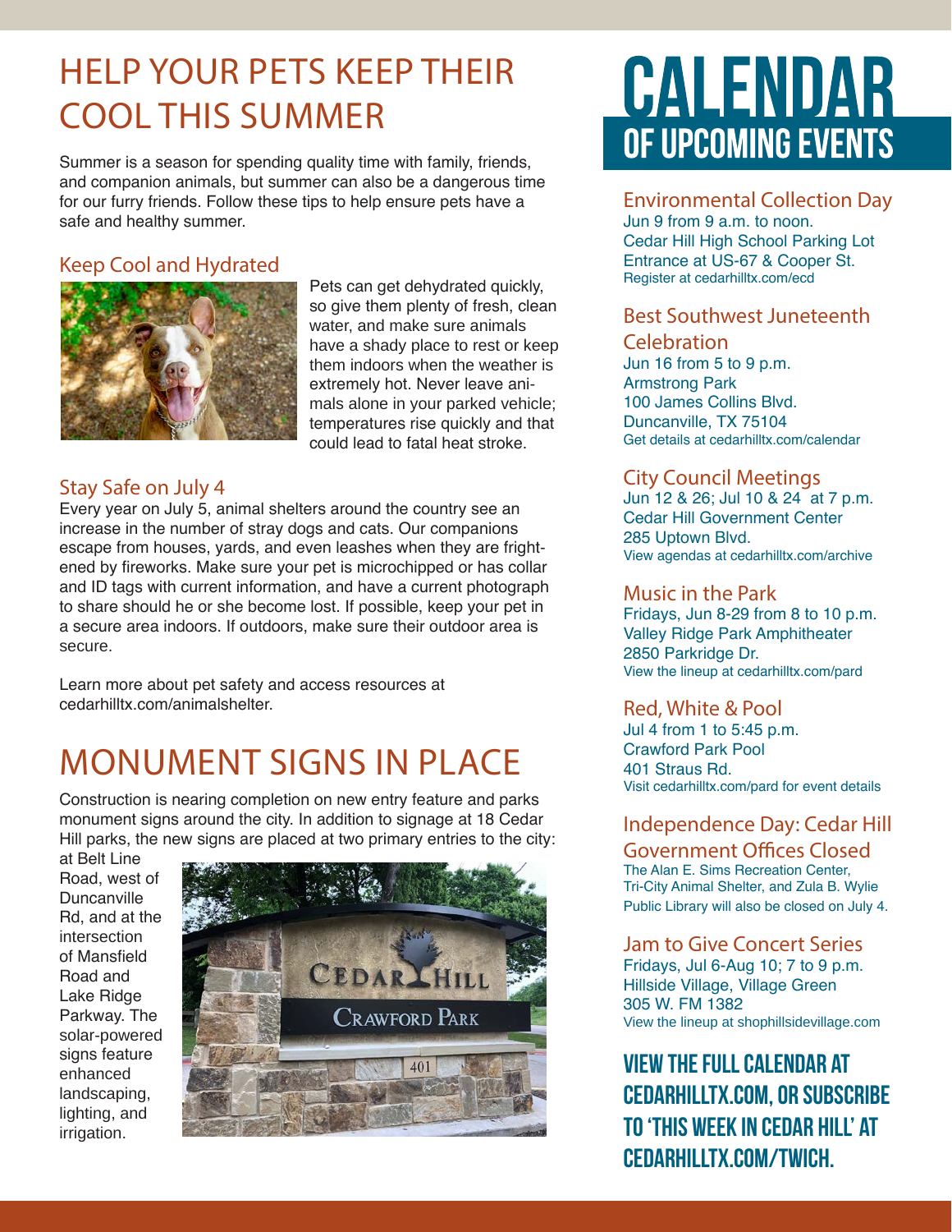# HELP YOUR PETS KEEP THEIR COOL THIS SUMMER

Summer is a season for spending quality time with family, friends, and companion animals, but summer can also be a dangerous time for our furry friends. Follow these tips to help ensure pets have a safe and healthy summer.

## Keep Cool and Hydrated

Pets can get dehydrated quickly, so give them plenty of fresh, clean water, and make sure animals have a shady place to rest or keep them indoors when the weather is extremely hot. Never leave animals alone in your parked vehicle; temperatures rise quickly and that could lead to fatal heat stroke.

## Stay Safe on July 4

Every year on July 5, animal shelters around the country see an increase in the number of stray dogs and cats. Our companions escape from houses, yards, and even leashes when they are frightened by fireworks. Make sure your pet is microchipped or has collar and ID tags with current information, and have a current photograph to share should he or she become lost. If possible, keep your pet in a secure area indoors. If outdoors, make sure their outdoor area is secure.

Learn more about pet safety and access resources at cedarhilltx.com/animalshelter.

# MONUMENT SIGNS IN PLACE

Construction is nearing completion on new entry feature and parks monument signs around the city. In addition to signage at 18 Cedar Hill parks, the new signs are placed at two primary entries to the city: at Belt Line Road, west of Duncanville Rd, and at the intersection of Mansfield Road and Lake Ridge Parkway. The solar-powered signs feature enhanced landscaping, lighting, and irrigation.

# CALENDAR OF UPCOMING EVENTS

## Environmental Collection Day
Jun 9 from 9 a.m. to noon.
Cedar Hill High School Parking Lot
Entrance at US-67 & Cooper St.
Register at cedarhilltx.com/ecd

## Best Southwest Juneteenth Celebration
Jun 16 from 5 to 9 p.m.
Armstrong Park
100 James Collins Blvd.
Duncanville, TX 75104
Get details at cedarhilltx.com/calendar

## City Council Meetings
Jun 12 & 26; Jul 10 & 24 at 7 p.m.
Cedar Hill Government Center
285 Uptown Blvd.
View agendas at cedarhilltx.com/archive

## Music in the Park
Fridays, Jun 8-29 from 8 to 10 p.m.
Valley Ridge Park Amphitheater
2850 Parkridge Dr.
View the lineup at cedarhilltx.com/pard

## Red, White & Pool
Jul 4 from 1 to 5:45 p.m.
Crawford Park Pool
401 Straus Rd.
Visit cedarhilltx.com/pard for event details

## Independence Day: Cedar Hill Government Offices Closed
The Alan E. Sims Recreation Center, Tri-City Animal Shelter, and Zula B. Wylie Public Library will also be closed on July 4.

## Jam to Give Concert Series
Fridays, Jul 6-Aug 10; 7 to 9 p.m.
Hillside Village, Village Green
305 W. FM 1382
View the lineup at shophillsidevillage.com

**VIEW THE FULL CALENDAR AT CEDARHILLTX.COM, OR SUBSCRIBE TO 'THIS WEEK IN CEDAR HILL' AT CEDARHILLTX.COM/TWICH.**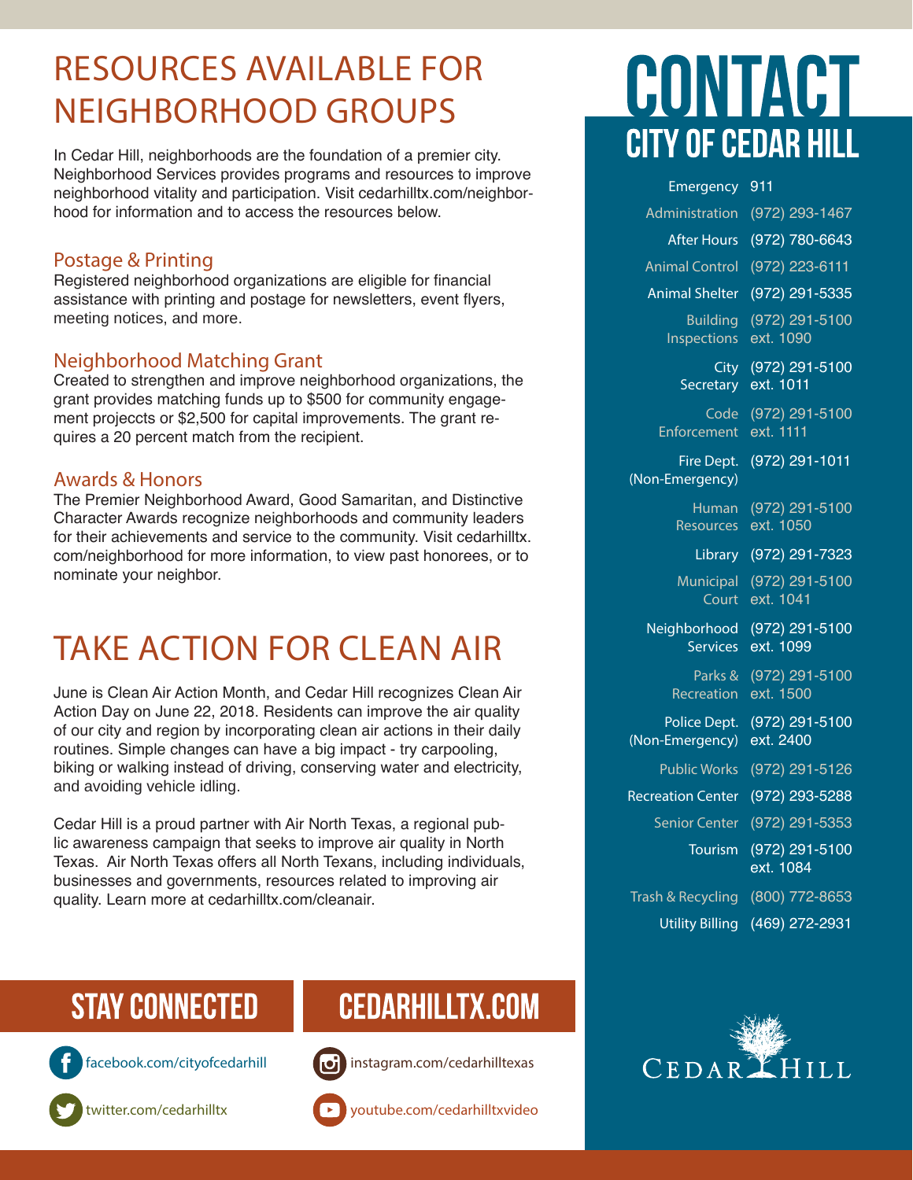# RESOURCES AVAILABLE FOR NEIGHBORHOOD GROUPS

In Cedar Hill, neighborhoods are the foundation of a premier city. Neighborhood Services provides programs and resources to improve neighborhood vitality and participation. Visit cedarhilltx.com/neighborhood for information and to access the resources below.

### Postage & Printing

Registered neighborhood organizations are eligible for financial assistance with printing and postage for newsletters, event flyers, meeting notices, and more.

### Neighborhood Matching Grant

Created to strengthen and improve neighborhood organizations, the grant provides matching funds up to $500 for community engagement projeccts or $2,500 for capital improvements. The grant requires a 20 percent match from the recipient.

### Awards & Honors

The Premier Neighborhood Award, Good Samaritan, and Distinctive Character Awards recognize neighborhoods and community leaders for their achievements and service to the community. Visit cedarhilltx.com/neighborhood for more information, to view past honorees, or to nominate your neighbor.

# TAKE ACTION FOR CLEAN AIR

June is Clean Air Action Month, and Cedar Hill recognizes Clean Air Action Day on June 22, 2018. Residents can improve the air quality of our city and region by incorporating clean air actions in their daily routines. Simple changes can have a big impact - try carpooling, biking or walking instead of driving, conserving water and electricity, and avoiding vehicle idling.

Cedar Hill is a proud partner with Air North Texas, a regional public awareness campaign that seeks to improve air quality in North Texas. Air North Texas offers all North Texans, including individuals, businesses and governments, resources related to improving air quality. Learn more at cedarhilltx.com/cleanair.

## STAY CONNECTED

## CEDARHILLTX.COM

- facebook.com/cityofcedarhill
- instagram.com/cedarhilltexas
- twitter.com/cedarhilltx
- youtube.com/cedarhilltxvideo

# CONTACT
## CITY OF CEDAR HILL

| | |
|---|---|
| Emergency | 911 |
| Administration | (972) 293-1467 |
| After Hours | (972) 780-6643 |
| Animal Control | (972) 223-6111 |
| Animal Shelter | (972) 291-5335 |
| Building Inspections | (972) 291-5100 ext. 1090 |
| City Secretary | (972) 291-5100 ext. 1011 |
| Code Enforcement | (972) 291-5100 ext. 1111 |
| Fire Dept. (Non-Emergency) | (972) 291-1011 |
| Human Resources | (972) 291-5100 ext. 1050 |
| Library | (972) 291-7323 |
| Municipal Court | (972) 291-5100 ext. 1041 |
| Neighborhood Services | (972) 291-5100 ext. 1099 |
| Parks & Recreation | (972) 291-5100 ext. 1500 |
| Police Dept. (Non-Emergency) | (972) 291-5100 ext. 2400 |
| Public Works | (972) 291-5126 |
| Recreation Center | (972) 293-5288 |
| Senior Center | (972) 291-5353 |
| Tourism | (972) 291-5100 ext. 1084 |
| Trash & Recycling | (800) 772-8653 |
| Utility Billing | (469) 272-2931 |

CEDAR HILL